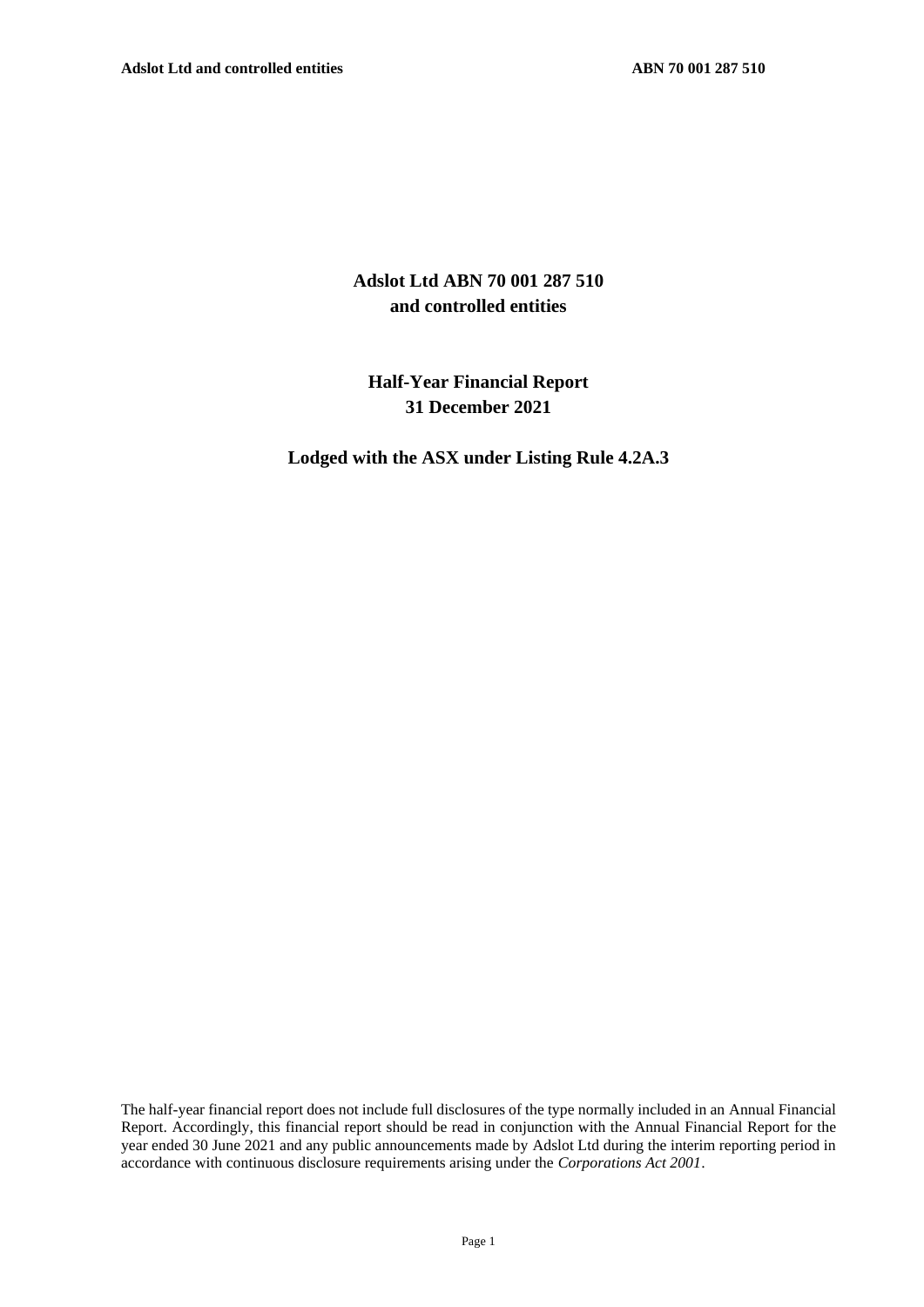# Adslot Ltd ABN 70 001 287 510
# and controlled entities

## Half-Year Financial Report
## 31 December 2021

### Lodged with the ASX under Listing Rule 4.2A.3

The half-year financial report does not include full disclosures of the type normally included in an Annual Financial Report. Accordingly, this financial report should be read in conjunction with the Annual Financial Report for the year ended 30 June 2021 and any public announcements made by Adslot Ltd during the interim reporting period in accordance with continuous disclosure requirements arising under the *Corporations Act 2001*.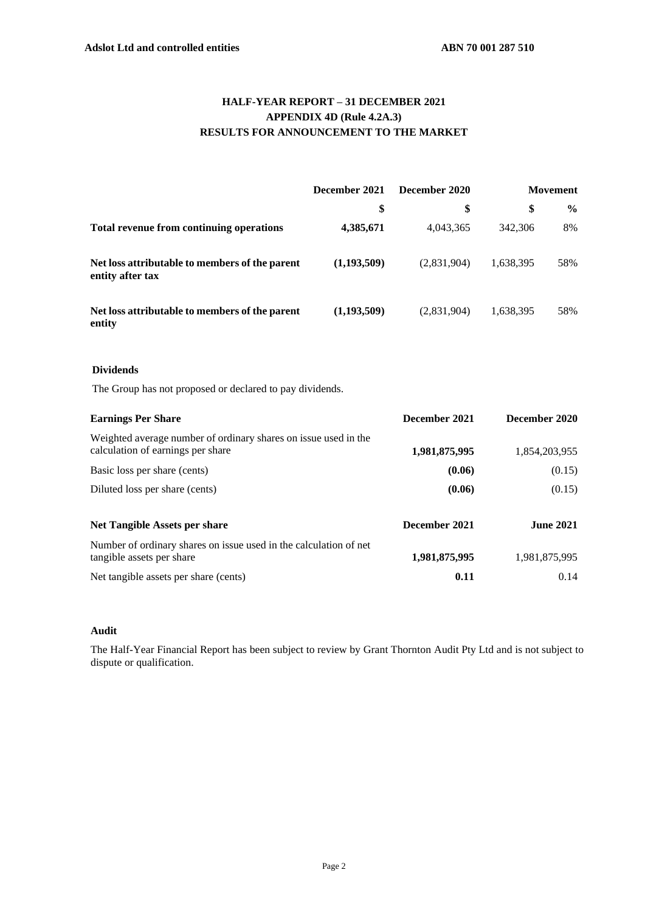# HALF-YEAR REPORT – 31 DECEMBER 2021

## APPENDIX 4D (Rule 4.2A.3)

## RESULTS FOR ANNOUNCEMENT TO THE MARKET

| | December 2021 | December 2020 | Movement | |
|---|---|---|---|---|
| | $ | $ | $ | % |
| **Total revenue from continuing operations** | **4,385,671** | 4,043,365 | 342,306 | 8% |
| **Net loss attributable to members of the parent entity after tax** | **(1,193,509)** | (2,831,904) | 1,638,395 | 58% |
| **Net loss attributable to members of the parent entity** | **(1,193,509)** | (2,831,904) | 1,638,395 | 58% |

**Dividends**

The Group has not proposed or declared to pay dividends.

| **Earnings Per Share** | **December 2021** | **December 2020** |
|---|---|---|
| Weighted average number of ordinary shares on issue used in the calculation of earnings per share | **1,981,875,995** | 1,854,203,955 |
| Basic loss per share (cents) | **(0.06)** | (0.15) |
| Diluted loss per share (cents) | **(0.06)** | (0.15) |

| **Net Tangible Assets per share** | **December 2021** | **June 2021** |
|---|---|---|
| Number of ordinary shares on issue used in the calculation of net tangible assets per share | **1,981,875,995** | 1,981,875,995 |
| Net tangible assets per share (cents) | **0.11** | 0.14 |

**Audit**

The Half-Year Financial Report has been subject to review by Grant Thornton Audit Pty Ltd and is not subject to dispute or qualification.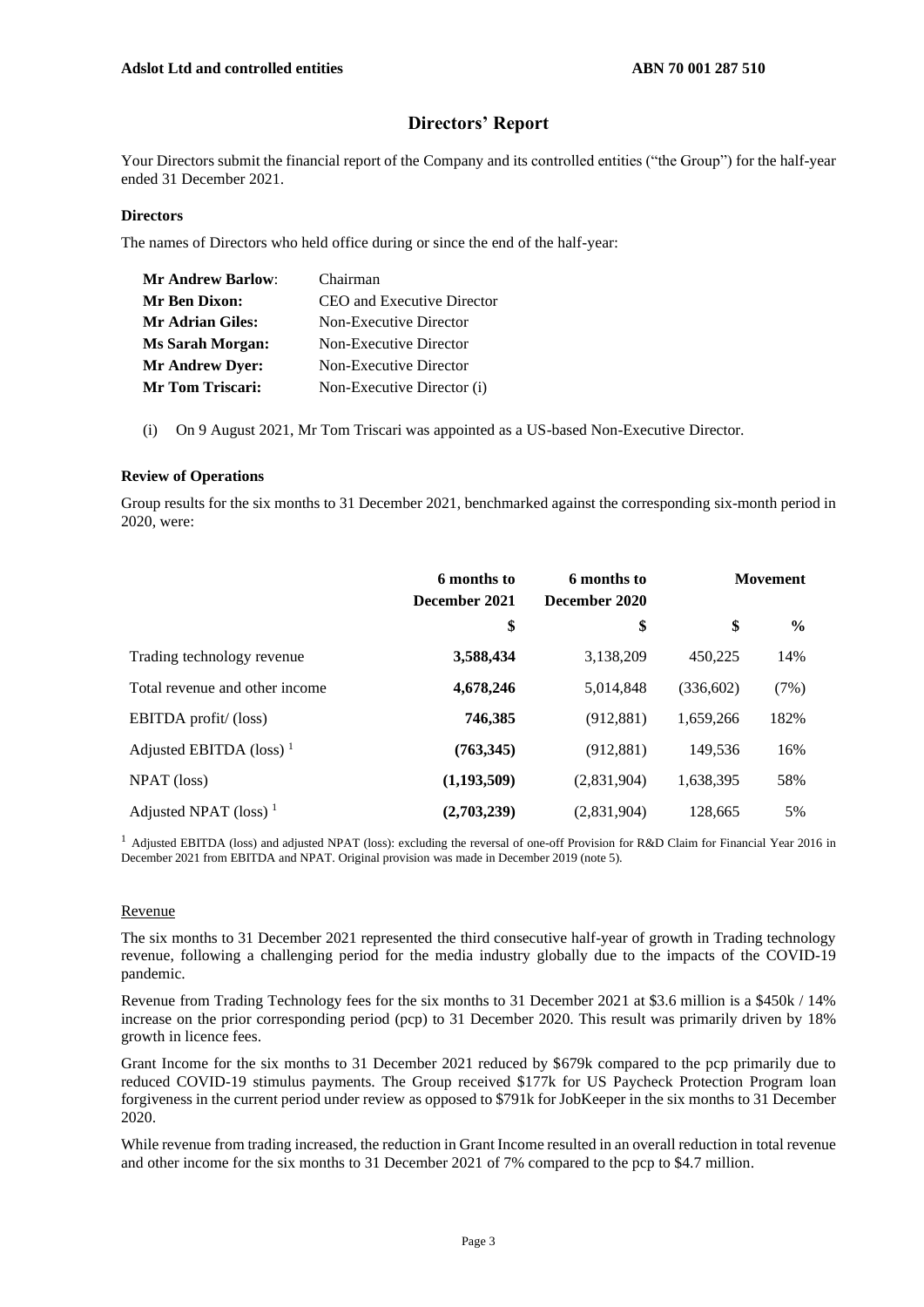# Directors' Report

Your Directors submit the financial report of the Company and its controlled entities ("the Group") for the half-year ended 31 December 2021.

### Directors

The names of Directors who held office during or since the end of the half-year:

| | |
|---|---|
| **Mr Andrew Barlow**: | Chairman |
| **Mr Ben Dixon:** | CEO and Executive Director |
| **Mr Adrian Giles:** | Non-Executive Director |
| **Ms Sarah Morgan:** | Non-Executive Director |
| **Mr Andrew Dyer:** | Non-Executive Director |
| **Mr Tom Triscari:** | Non-Executive Director (i) |

(i) On 9 August 2021, Mr Tom Triscari was appointed as a US-based Non-Executive Director.

### Review of Operations

Group results for the six months to 31 December 2021, benchmarked against the corresponding six-month period in 2020, were:

| | 6 months to December 2021 | 6 months to December 2020 | Movement | |
|---|---|---|---|---|
| | $ | $ | $ | % |
| Trading technology revenue | **3,588,434** | 3,138,209 | 450,225 | 14% |
| Total revenue and other income | **4,678,246** | 5,014,848 | (336,602) | (7%) |
| EBITDA profit/ (loss) | **746,385** | (912,881) | 1,659,266 | 182% |
| Adjusted EBITDA (loss) [1] | **(763,345)** | (912,881) | 149,536 | 16% |
| NPAT (loss) | **(1,193,509)** | (2,831,904) | 1,638,395 | 58% |
| Adjusted NPAT (loss) [1] | **(2,703,239)** | (2,831,904) | 128,665 | 5% |

[1] Adjusted EBITDA (loss) and adjusted NPAT (loss): excluding the reversal of one-off Provision for R&D Claim for Financial Year 2016 in December 2021 from EBITDA and NPAT. Original provision was made in December 2019 (note 5).

Revenue

The six months to 31 December 2021 represented the third consecutive half-year of growth in Trading technology revenue, following a challenging period for the media industry globally due to the impacts of the COVID-19 pandemic.

Revenue from Trading Technology fees for the six months to 31 December 2021 at $3.6 million is a $450k / 14% increase on the prior corresponding period (pcp) to 31 December 2020. This result was primarily driven by 18% growth in licence fees.

Grant Income for the six months to 31 December 2021 reduced by $679k compared to the pcp primarily due to reduced COVID-19 stimulus payments. The Group received $177k for US Paycheck Protection Program loan forgiveness in the current period under review as opposed to $791k for JobKeeper in the six months to 31 December 2020.

While revenue from trading increased, the reduction in Grant Income resulted in an overall reduction in total revenue and other income for the six months to 31 December 2021 of 7% compared to the pcp to $4.7 million.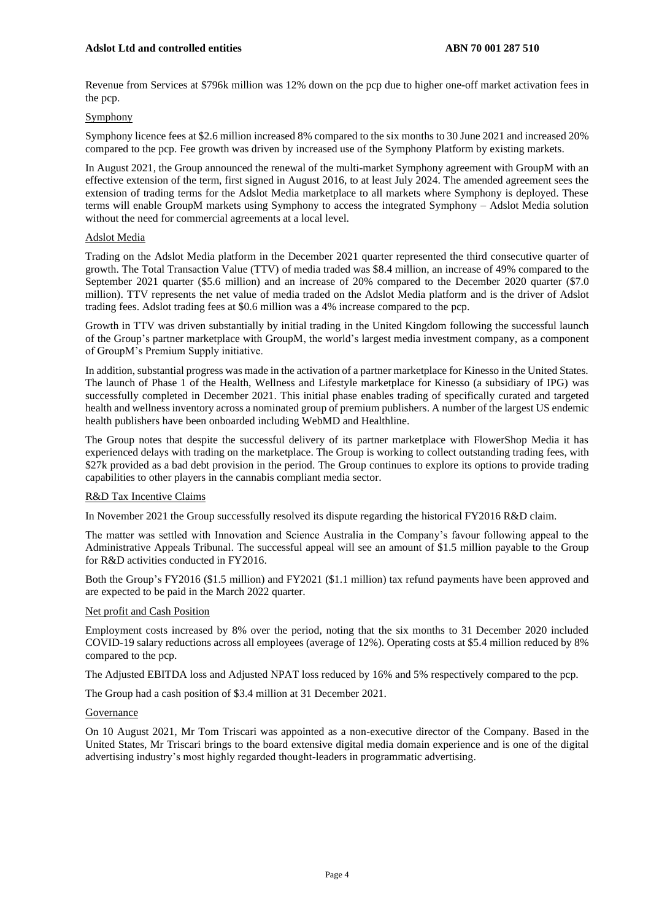Revenue from Services at $796k million was 12% down on the pcp due to higher one-off market activation fees in the pcp.

### Symphony

Symphony licence fees at $2.6 million increased 8% compared to the six months to 30 June 2021 and increased 20% compared to the pcp. Fee growth was driven by increased use of the Symphony Platform by existing markets.

In August 2021, the Group announced the renewal of the multi-market Symphony agreement with GroupM with an effective extension of the term, first signed in August 2016, to at least July 2024. The amended agreement sees the extension of trading terms for the Adslot Media marketplace to all markets where Symphony is deployed. These terms will enable GroupM markets using Symphony to access the integrated Symphony – Adslot Media solution without the need for commercial agreements at a local level.

### Adslot Media

Trading on the Adslot Media platform in the December 2021 quarter represented the third consecutive quarter of growth. The Total Transaction Value (TTV) of media traded was $8.4 million, an increase of 49% compared to the September 2021 quarter ($5.6 million) and an increase of 20% compared to the December 2020 quarter ($7.0 million). TTV represents the net value of media traded on the Adslot Media platform and is the driver of Adslot trading fees. Adslot trading fees at $0.6 million was a 4% increase compared to the pcp.

Growth in TTV was driven substantially by initial trading in the United Kingdom following the successful launch of the Group's partner marketplace with GroupM, the world's largest media investment company, as a component of GroupM's Premium Supply initiative.

In addition, substantial progress was made in the activation of a partner marketplace for Kinesso in the United States. The launch of Phase 1 of the Health, Wellness and Lifestyle marketplace for Kinesso (a subsidiary of IPG) was successfully completed in December 2021. This initial phase enables trading of specifically curated and targeted health and wellness inventory across a nominated group of premium publishers. A number of the largest US endemic health publishers have been onboarded including WebMD and Healthline.

The Group notes that despite the successful delivery of its partner marketplace with FlowerShop Media it has experienced delays with trading on the marketplace. The Group is working to collect outstanding trading fees, with $27k provided as a bad debt provision in the period. The Group continues to explore its options to provide trading capabilities to other players in the cannabis compliant media sector.

### R&D Tax Incentive Claims

In November 2021 the Group successfully resolved its dispute regarding the historical FY2016 R&D claim.

The matter was settled with Innovation and Science Australia in the Company's favour following appeal to the Administrative Appeals Tribunal. The successful appeal will see an amount of $1.5 million payable to the Group for R&D activities conducted in FY2016.

Both the Group's FY2016 ($1.5 million) and FY2021 ($1.1 million) tax refund payments have been approved and are expected to be paid in the March 2022 quarter.

### Net profit and Cash Position

Employment costs increased by 8% over the period, noting that the six months to 31 December 2020 included COVID-19 salary reductions across all employees (average of 12%). Operating costs at $5.4 million reduced by 8% compared to the pcp.

The Adjusted EBITDA loss and Adjusted NPAT loss reduced by 16% and 5% respectively compared to the pcp.

The Group had a cash position of $3.4 million at 31 December 2021.

### Governance

On 10 August 2021, Mr Tom Triscari was appointed as a non-executive director of the Company. Based in the United States, Mr Triscari brings to the board extensive digital media domain experience and is one of the digital advertising industry's most highly regarded thought-leaders in programmatic advertising.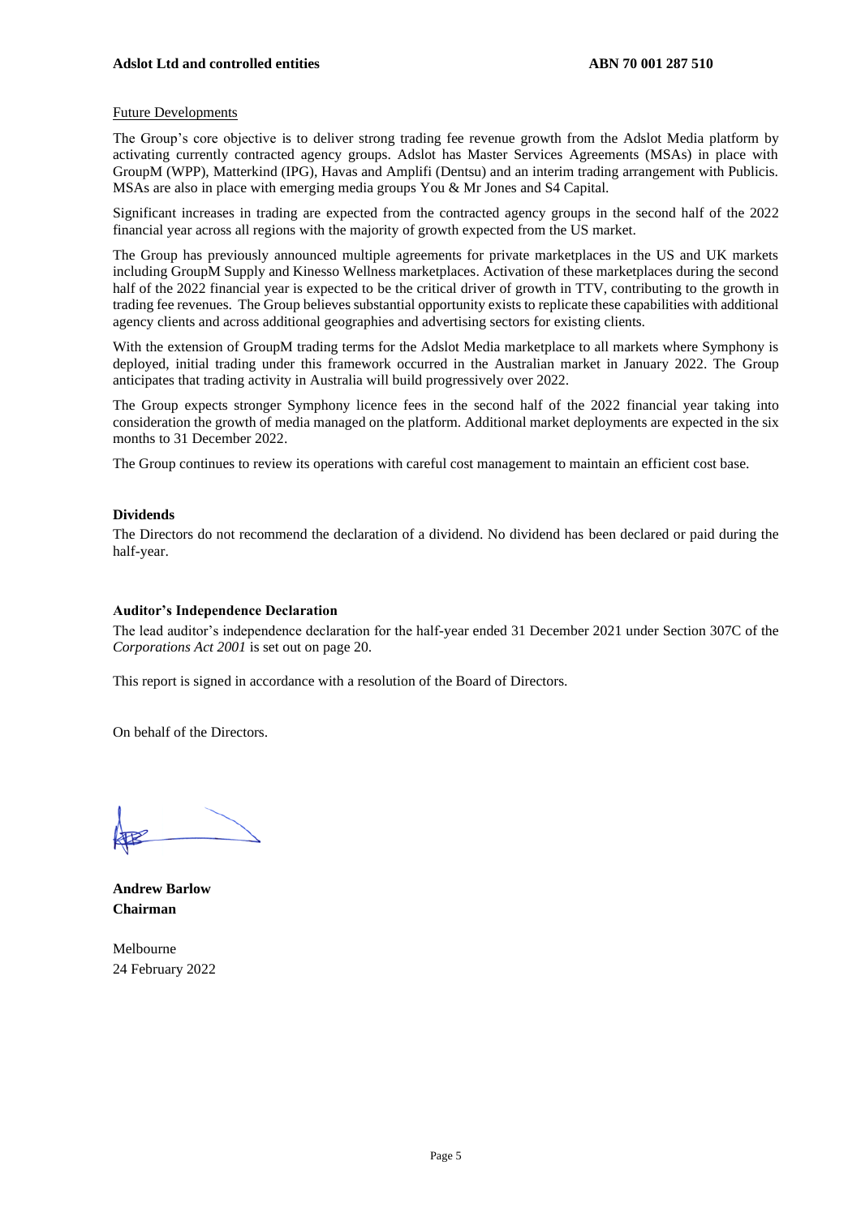Future Developments

The Group's core objective is to deliver strong trading fee revenue growth from the Adslot Media platform by activating currently contracted agency groups. Adslot has Master Services Agreements (MSAs) in place with GroupM (WPP), Matterkind (IPG), Havas and Amplifi (Dentsu) and an interim trading arrangement with Publicis. MSAs are also in place with emerging media groups You & Mr Jones and S4 Capital.

Significant increases in trading are expected from the contracted agency groups in the second half of the 2022 financial year across all regions with the majority of growth expected from the US market.

The Group has previously announced multiple agreements for private marketplaces in the US and UK markets including GroupM Supply and Kinesso Wellness marketplaces. Activation of these marketplaces during the second half of the 2022 financial year is expected to be the critical driver of growth in TTV, contributing to the growth in trading fee revenues. The Group believes substantial opportunity exists to replicate these capabilities with additional agency clients and across additional geographies and advertising sectors for existing clients.

With the extension of GroupM trading terms for the Adslot Media marketplace to all markets where Symphony is deployed, initial trading under this framework occurred in the Australian market in January 2022. The Group anticipates that trading activity in Australia will build progressively over 2022.

The Group expects stronger Symphony licence fees in the second half of the 2022 financial year taking into consideration the growth of media managed on the platform. Additional market deployments are expected in the six months to 31 December 2022.

The Group continues to review its operations with careful cost management to maintain an efficient cost base.

**Dividends**

The Directors do not recommend the declaration of a dividend. No dividend has been declared or paid during the half-year.

**Auditor's Independence Declaration**

The lead auditor's independence declaration for the half-year ended 31 December 2021 under Section 307C of the *Corporations Act 2001* is set out on page 20.

This report is signed in accordance with a resolution of the Board of Directors.

On behalf of the Directors.

**Andrew Barlow**
**Chairman**

Melbourne
24 February 2022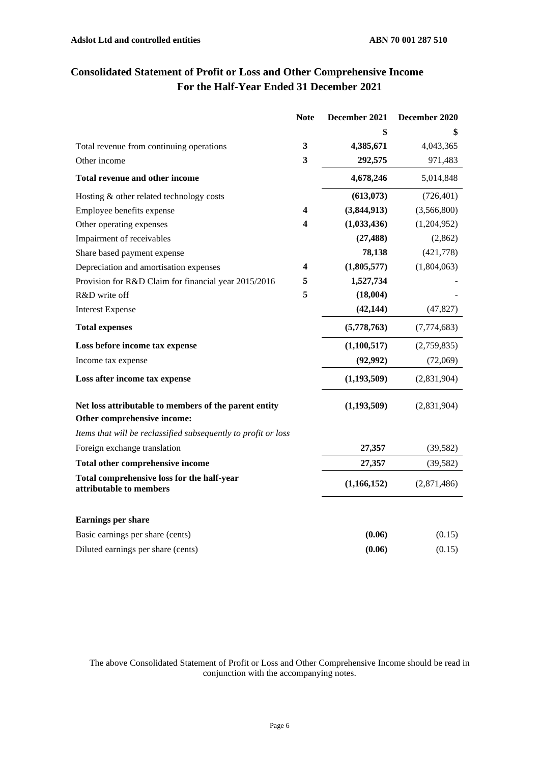# Consolidated Statement of Profit or Loss and Other Comprehensive Income
## For the Half-Year Ended 31 December 2021

| | Note | December 2021 | December 2020 |
|---|---|---|---|
| | | **$** | **$** |
| Total revenue from continuing operations | **3** | **4,385,671** | 4,043,365 |
| Other income | **3** | **292,575** | 971,483 |
| **Total revenue and other income** | | **4,678,246** | 5,014,848 |
| Hosting & other related technology costs | | **(613,073)** | (726,401) |
| Employee benefits expense | **4** | **(3,844,913)** | (3,566,800) |
| Other operating expenses | **4** | **(1,033,436)** | (1,204,952) |
| Impairment of receivables | | **(27,488)** | (2,862) |
| Share based payment expense | | **78,138** | (421,778) |
| Depreciation and amortisation expenses | **4** | **(1,805,577)** | (1,804,063) |
| Provision for R&D Claim for financial year 2015/2016 | **5** | **1,527,734** | - |
| R&D write off | **5** | **(18,004)** | - |
| Interest Expense | | **(42,144)** | (47,827) |
| **Total expenses** | | **(5,778,763)** | (7,774,683) |
| **Loss before income tax expense** | | **(1,100,517)** | (2,759,835) |
| Income tax expense | | **(92,992)** | (72,069) |
| **Loss after income tax expense** | | **(1,193,509)** | (2,831,904) |
| **Net loss attributable to members of the parent entity** | | **(1,193,509)** | (2,831,904) |
| **Other comprehensive income:** | | | |
| *Items that will be reclassified subsequently to profit or loss* | | | |
| Foreign exchange translation | | **27,357** | (39,582) |
| **Total other comprehensive income** | | **27,357** | (39,582) |
| **Total comprehensive loss for the half-year attributable to members** | | **(1,166,152)** | (2,871,486) |
| | | | |
| **Earnings per share** | | | |
| Basic earnings per share (cents) | | **(0.06)** | (0.15) |
| Diluted earnings per share (cents) | | **(0.06)** | (0.15) |

The above Consolidated Statement of Profit or Loss and Other Comprehensive Income should be read in conjunction with the accompanying notes.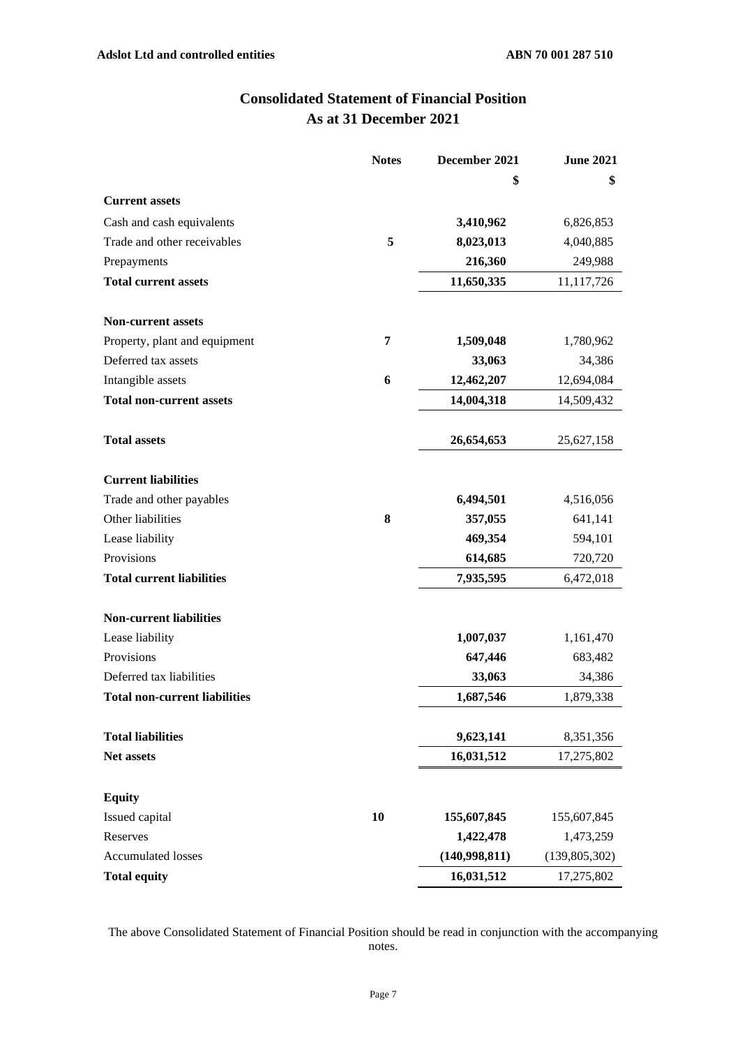# Consolidated Statement of Financial Position
## As at 31 December 2021

| | Notes | December 2021 | June 2021 |
|---|---|---|---|
| | | $ | $ |
| **Current assets** | | | |
| Cash and cash equivalents | | **3,410,962** | 6,826,853 |
| Trade and other receivables | **5** | **8,023,013** | 4,040,885 |
| Prepayments | | **216,360** | 249,988 |
| **Total current assets** | | **11,650,335** | 11,117,726 |
| | | | |
| **Non-current assets** | | | |
| Property, plant and equipment | **7** | **1,509,048** | 1,780,962 |
| Deferred tax assets | | **33,063** | 34,386 |
| Intangible assets | **6** | **12,462,207** | 12,694,084 |
| **Total non-current assets** | | **14,004,318** | 14,509,432 |
| | | | |
| **Total assets** | | **26,654,653** | 25,627,158 |
| | | | |
| **Current liabilities** | | | |
| Trade and other payables | | **6,494,501** | 4,516,056 |
| Other liabilities | **8** | **357,055** | 641,141 |
| Lease liability | | **469,354** | 594,101 |
| Provisions | | **614,685** | 720,720 |
| **Total current liabilities** | | **7,935,595** | 6,472,018 |
| | | | |
| **Non-current liabilities** | | | |
| Lease liability | | **1,007,037** | 1,161,470 |
| Provisions | | **647,446** | 683,482 |
| Deferred tax liabilities | | **33,063** | 34,386 |
| **Total non-current liabilities** | | **1,687,546** | 1,879,338 |
| | | | |
| **Total liabilities** | | **9,623,141** | 8,351,356 |
| **Net assets** | | **16,031,512** | 17,275,802 |
| | | | |
| **Equity** | | | |
| Issued capital | **10** | **155,607,845** | 155,607,845 |
| Reserves | | **1,422,478** | 1,473,259 |
| Accumulated losses | | **(140,998,811)** | (139,805,302) |
| **Total equity** | | **16,031,512** | 17,275,802 |

The above Consolidated Statement of Financial Position should be read in conjunction with the accompanying notes.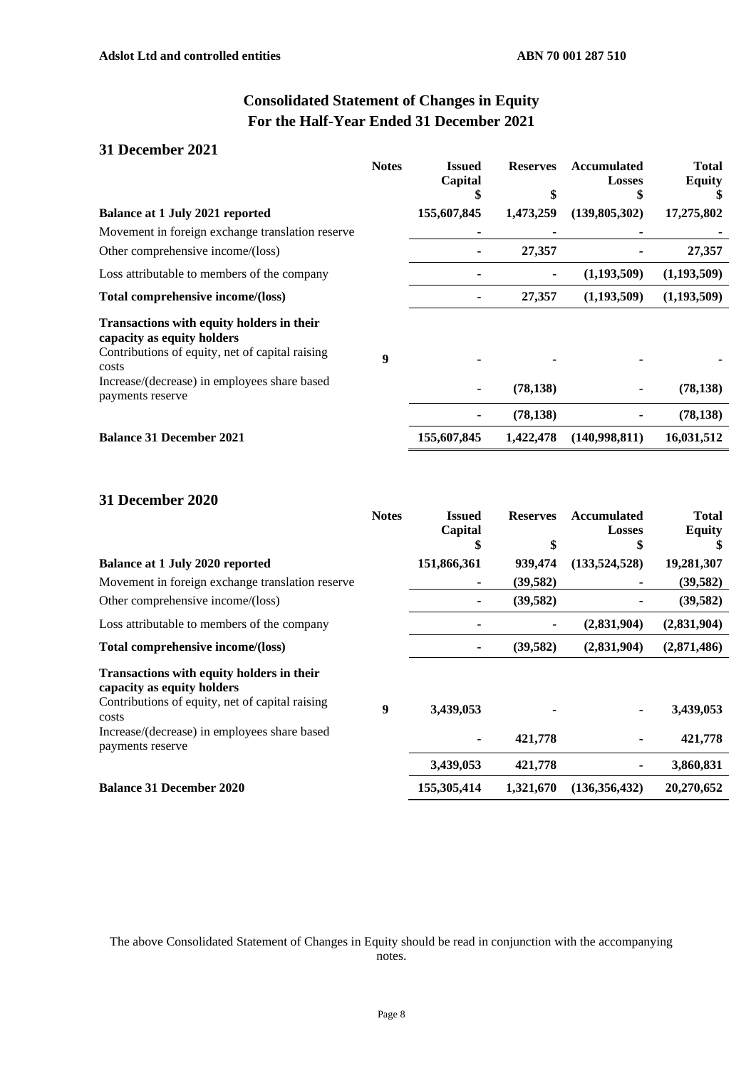**Adslot Ltd and controlled entities** **ABN 70 001 287 510**

# Consolidated Statement of Changes in Equity
# For the Half-Year Ended 31 December 2021

## 31 December 2021

| | Notes | Issued Capital $ | Reserves $ | Accumulated Losses $ | Total Equity $ |
|---|---|---|---|---|---|
| **Balance at 1 July 2021 reported** | | **155,607,845** | **1,473,259** | **(139,805,302)** | **17,275,802** |
| Movement in foreign exchange translation reserve | | - | - | - | - |
| Other comprehensive income/(loss) | | - | 27,357 | - | 27,357 |
| Loss attributable to members of the company | | - | - | (1,193,509) | (1,193,509) |
| **Total comprehensive income/(loss)** | | - | 27,357 | (1,193,509) | (1,193,509) |
| **Transactions with equity holders in their capacity as equity holders** | | | | | |
| Contributions of equity, net of capital raising costs | 9 | - | - | - | - |
| Increase/(decrease) in employees share based payments reserve | | - | (78,138) | - | (78,138) |
| | | - | (78,138) | - | (78,138) |
| **Balance 31 December 2021** | | **155,607,845** | **1,422,478** | **(140,998,811)** | **16,031,512** |

## 31 December 2020

| | Notes | Issued Capital $ | Reserves $ | Accumulated Losses $ | Total Equity $ |
|---|---|---|---|---|---|
| **Balance at 1 July 2020 reported** | | **151,866,361** | **939,474** | **(133,524,528)** | **19,281,307** |
| Movement in foreign exchange translation reserve | | - | (39,582) | - | (39,582) |
| Other comprehensive income/(loss) | | - | (39,582) | - | (39,582) |
| Loss attributable to members of the company | | - | - | (2,831,904) | (2,831,904) |
| **Total comprehensive income/(loss)** | | - | (39,582) | (2,831,904) | (2,871,486) |
| **Transactions with equity holders in their capacity as equity holders** | | | | | |
| Contributions of equity, net of capital raising costs | 9 | 3,439,053 | - | - | 3,439,053 |
| Increase/(decrease) in employees share based payments reserve | | - | 421,778 | - | 421,778 |
| | | 3,439,053 | 421,778 | - | 3,860,831 |
| **Balance 31 December 2020** | | **155,305,414** | **1,321,670** | **(136,356,432)** | **20,270,652** |

The above Consolidated Statement of Changes in Equity should be read in conjunction with the accompanying notes.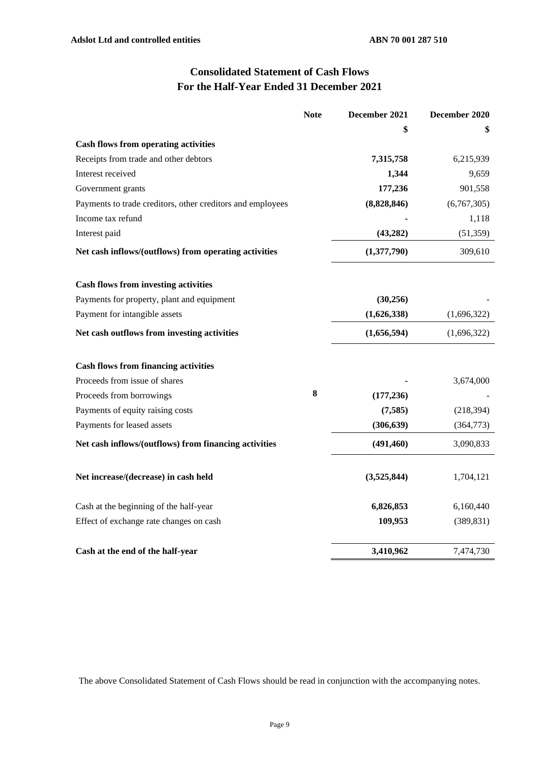# Consolidated Statement of Cash Flows
## For the Half-Year Ended 31 December 2021

| | Note | December 2021 | December 2020 |
|---|---|---|---|
| | | **$** | **$** |
| **Cash flows from operating activities** | | | |
| Receipts from trade and other debtors | | **7,315,758** | 6,215,939 |
| Interest received | | **1,344** | 9,659 |
| Government grants | | **177,236** | 901,558 |
| Payments to trade creditors, other creditors and employees | | **(8,828,846)** | (6,767,305) |
| Income tax refund | | **-** | 1,118 |
| Interest paid | | **(43,282)** | (51,359) |
| **Net cash inflows/(outflows) from operating activities** | | **(1,377,790)** | 309,610 |
| | | | |
| **Cash flows from investing activities** | | | |
| Payments for property, plant and equipment | | **(30,256)** | - |
| Payment for intangible assets | | **(1,626,338)** | (1,696,322) |
| **Net cash outflows from investing activities** | | **(1,656,594)** | (1,696,322) |
| | | | |
| **Cash flows from financing activities** | | | |
| Proceeds from issue of shares | | **-** | 3,674,000 |
| Proceeds from borrowings | **8** | **(177,236)** | - |
| Payments of equity raising costs | | **(7,585)** | (218,394) |
| Payments for leased assets | | **(306,639)** | (364,773) |
| **Net cash inflows/(outflows) from financing activities** | | **(491,460)** | 3,090,833 |
| | | | |
| **Net increase/(decrease) in cash held** | | **(3,525,844)** | 1,704,121 |
| | | | |
| Cash at the beginning of the half-year | | **6,826,853** | 6,160,440 |
| Effect of exchange rate changes on cash | | **109,953** | (389,831) |
| | | | |
| **Cash at the end of the half-year** | | **3,410,962** | 7,474,730 |

The above Consolidated Statement of Cash Flows should be read in conjunction with the accompanying notes.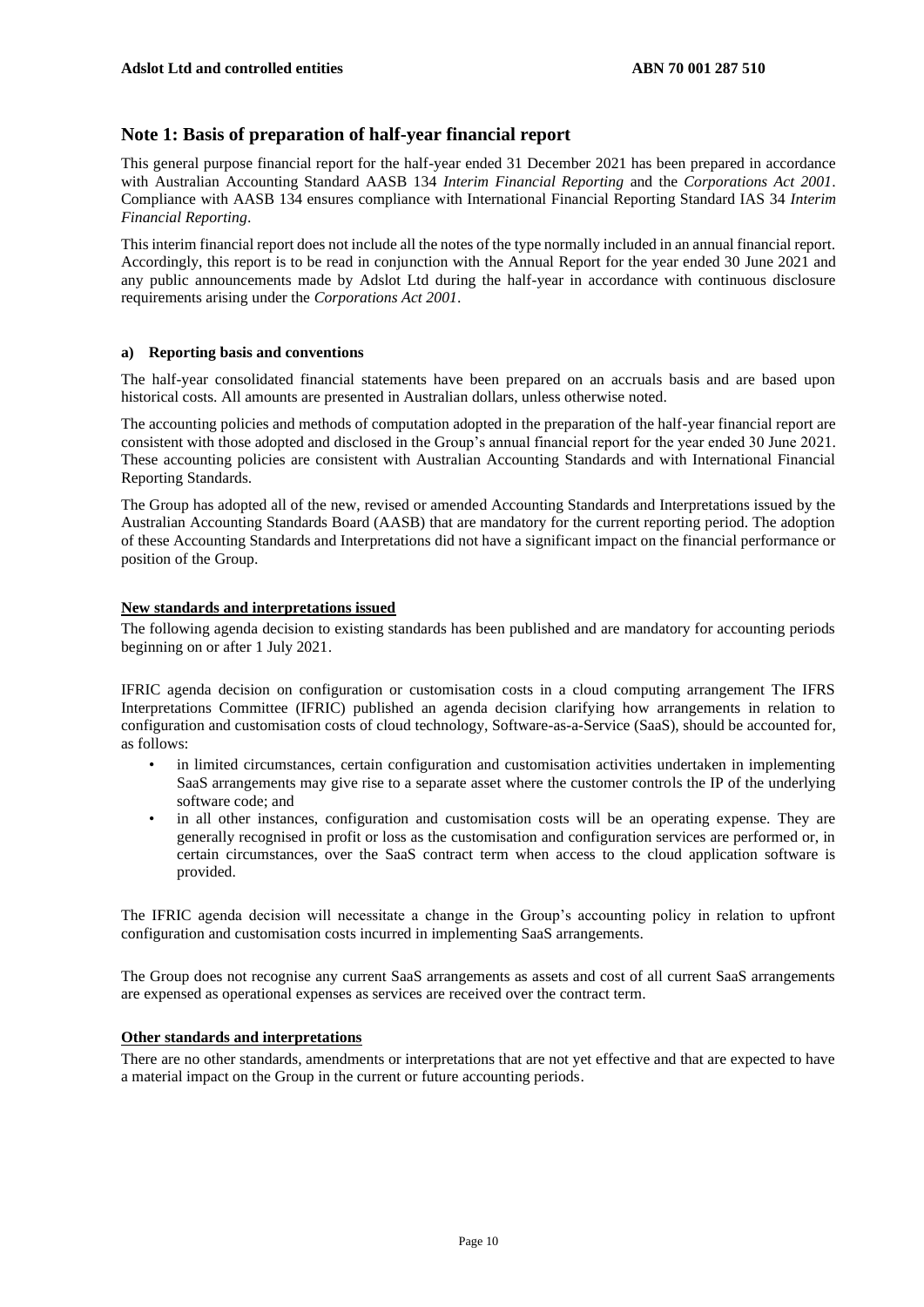## Note 1: Basis of preparation of half-year financial report

This general purpose financial report for the half-year ended 31 December 2021 has been prepared in accordance with Australian Accounting Standard AASB 134 *Interim Financial Reporting* and the *Corporations Act 2001*. Compliance with AASB 134 ensures compliance with International Financial Reporting Standard IAS 34 *Interim Financial Reporting*.

This interim financial report does not include all the notes of the type normally included in an annual financial report. Accordingly, this report is to be read in conjunction with the Annual Report for the year ended 30 June 2021 and any public announcements made by Adslot Ltd during the half-year in accordance with continuous disclosure requirements arising under the *Corporations Act 2001*.

### a) Reporting basis and conventions

The half-year consolidated financial statements have been prepared on an accruals basis and are based upon historical costs. All amounts are presented in Australian dollars, unless otherwise noted.

The accounting policies and methods of computation adopted in the preparation of the half-year financial report are consistent with those adopted and disclosed in the Group's annual financial report for the year ended 30 June 2021. These accounting policies are consistent with Australian Accounting Standards and with International Financial Reporting Standards.

The Group has adopted all of the new, revised or amended Accounting Standards and Interpretations issued by the Australian Accounting Standards Board (AASB) that are mandatory for the current reporting period. The adoption of these Accounting Standards and Interpretations did not have a significant impact on the financial performance or position of the Group.

**New standards and interpretations issued**

The following agenda decision to existing standards has been published and are mandatory for accounting periods beginning on or after 1 July 2021.

IFRIC agenda decision on configuration or customisation costs in a cloud computing arrangement The IFRS Interpretations Committee (IFRIC) published an agenda decision clarifying how arrangements in relation to configuration and customisation costs of cloud technology, Software-as-a-Service (SaaS), should be accounted for, as follows:

- in limited circumstances, certain configuration and customisation activities undertaken in implementing SaaS arrangements may give rise to a separate asset where the customer controls the IP of the underlying software code; and
- in all other instances, configuration and customisation costs will be an operating expense. They are generally recognised in profit or loss as the customisation and configuration services are performed or, in certain circumstances, over the SaaS contract term when access to the cloud application software is provided.

The IFRIC agenda decision will necessitate a change in the Group's accounting policy in relation to upfront configuration and customisation costs incurred in implementing SaaS arrangements.

The Group does not recognise any current SaaS arrangements as assets and cost of all current SaaS arrangements are expensed as operational expenses as services are received over the contract term.

**Other standards and interpretations**

There are no other standards, amendments or interpretations that are not yet effective and that are expected to have a material impact on the Group in the current or future accounting periods.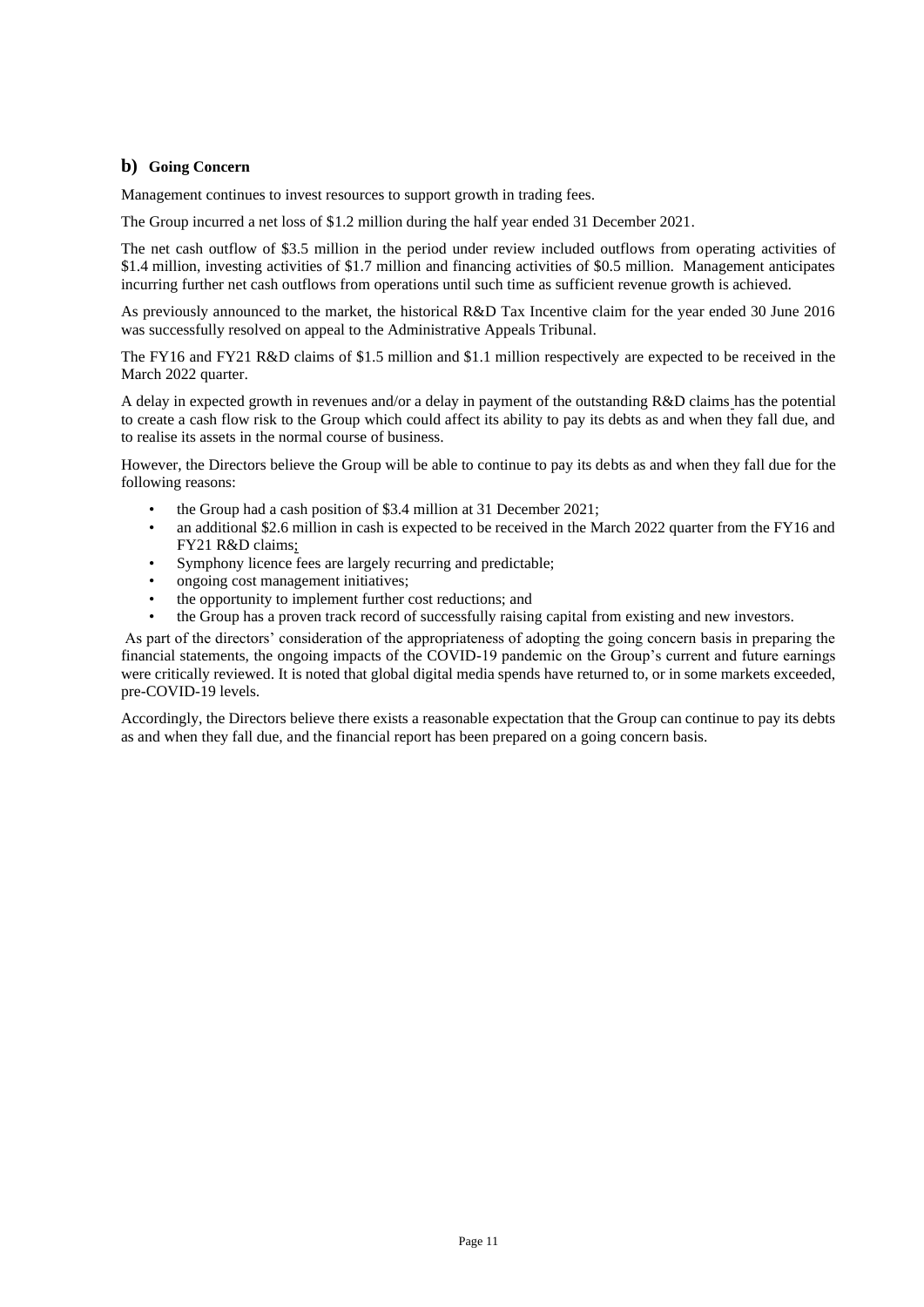## b) Going Concern

Management continues to invest resources to support growth in trading fees.

The Group incurred a net loss of $1.2 million during the half year ended 31 December 2021.

The net cash outflow of $3.5 million in the period under review included outflows from operating activities of $1.4 million, investing activities of $1.7 million and financing activities of $0.5 million. Management anticipates incurring further net cash outflows from operations until such time as sufficient revenue growth is achieved.

As previously announced to the market, the historical R&D Tax Incentive claim for the year ended 30 June 2016 was successfully resolved on appeal to the Administrative Appeals Tribunal.

The FY16 and FY21 R&D claims of $1.5 million and $1.1 million respectively are expected to be received in the March 2022 quarter.

A delay in expected growth in revenues and/or a delay in payment of the outstanding R&D claims has the potential to create a cash flow risk to the Group which could affect its ability to pay its debts as and when they fall due, and to realise its assets in the normal course of business.

However, the Directors believe the Group will be able to continue to pay its debts as and when they fall due for the following reasons:

- the Group had a cash position of $3.4 million at 31 December 2021;
- an additional $2.6 million in cash is expected to be received in the March 2022 quarter from the FY16 and FY21 R&D claims;
- Symphony licence fees are largely recurring and predictable;
- ongoing cost management initiatives;
- the opportunity to implement further cost reductions; and
- the Group has a proven track record of successfully raising capital from existing and new investors.

As part of the directors' consideration of the appropriateness of adopting the going concern basis in preparing the financial statements, the ongoing impacts of the COVID-19 pandemic on the Group's current and future earnings were critically reviewed. It is noted that global digital media spends have returned to, or in some markets exceeded, pre-COVID-19 levels.

Accordingly, the Directors believe there exists a reasonable expectation that the Group can continue to pay its debts as and when they fall due, and the financial report has been prepared on a going concern basis.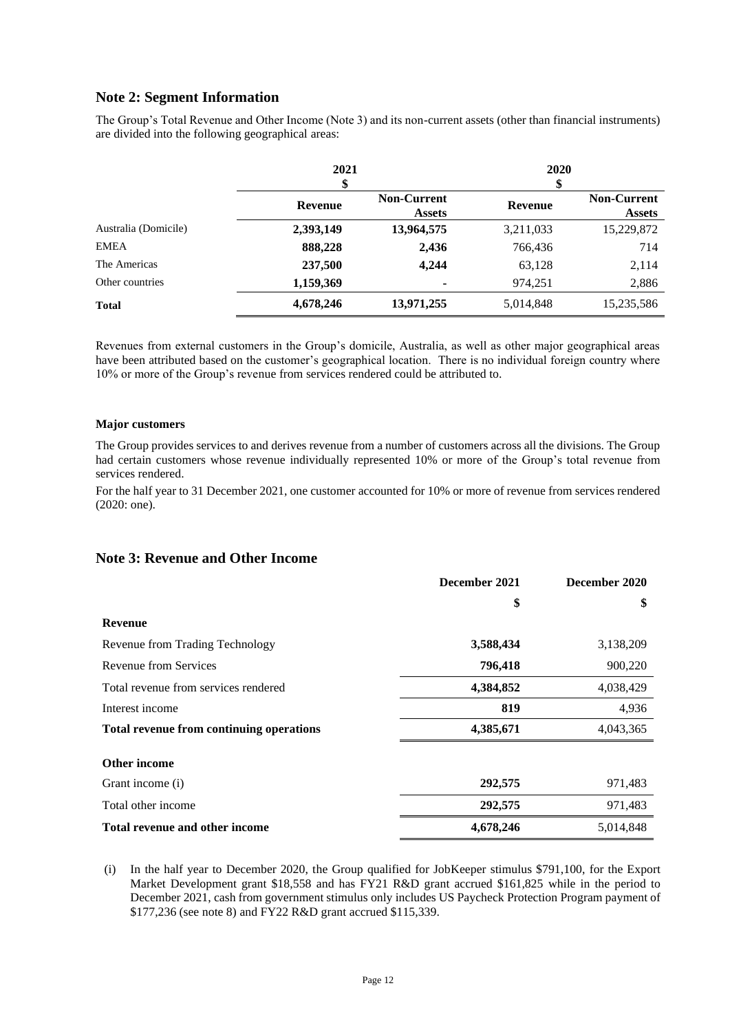## Note 2: Segment Information

The Group's Total Revenue and Other Income (Note 3) and its non-current assets (other than financial instruments) are divided into the following geographical areas:

| | 2021 | | 2020 | |
|---|---|---|---|---|
| | $ | | $ | |
| | Revenue | Non-Current Assets | Revenue | Non-Current Assets |
| Australia (Domicile) | **2,393,149** | **13,964,575** | 3,211,033 | 15,229,872 |
| EMEA | **888,228** | **2,436** | 766,436 | 714 |
| The Americas | **237,500** | **4,244** | 63,128 | 2,114 |
| Other countries | **1,159,369** | **-** | 974,251 | 2,886 |
| **Total** | **4,678,246** | **13,971,255** | 5,014,848 | 15,235,586 |

Revenues from external customers in the Group's domicile, Australia, as well as other major geographical areas have been attributed based on the customer's geographical location. There is no individual foreign country where 10% or more of the Group's revenue from services rendered could be attributed to.

**Major customers**

The Group provides services to and derives revenue from a number of customers across all the divisions. The Group had certain customers whose revenue individually represented 10% or more of the Group's total revenue from services rendered.

For the half year to 31 December 2021, one customer accounted for 10% or more of revenue from services rendered (2020: one).

## Note 3: Revenue and Other Income

| | December 2021 | December 2020 |
|---|---|---|
| | $ | $ |
| **Revenue** | | |
| Revenue from Trading Technology | **3,588,434** | 3,138,209 |
| Revenue from Services | **796,418** | 900,220 |
| Total revenue from services rendered | **4,384,852** | 4,038,429 |
| Interest income | **819** | 4,936 |
| **Total revenue from continuing operations** | **4,385,671** | 4,043,365 |
| **Other income** | | |
| Grant income (i) | **292,575** | 971,483 |
| Total other income | **292,575** | 971,483 |
| **Total revenue and other income** | **4,678,246** | 5,014,848 |

(i) In the half year to December 2020, the Group qualified for JobKeeper stimulus $791,100, for the Export Market Development grant $18,558 and has FY21 R&D grant accrued $161,825 while in the period to December 2021, cash from government stimulus only includes US Paycheck Protection Program payment of $177,236 (see note 8) and FY22 R&D grant accrued $115,339.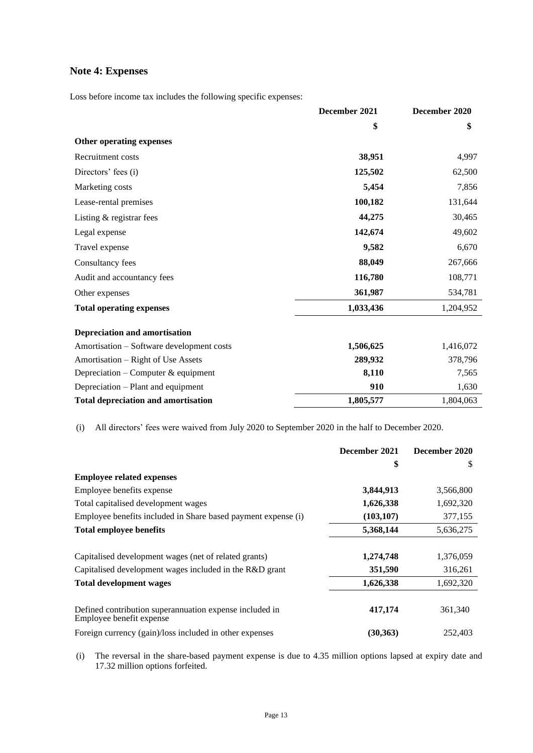## Note 4: Expenses

Loss before income tax includes the following specific expenses:

| | December 2021 | December 2020 |
|---|---|---|
| | $ | $ |
| **Other operating expenses** | | |
| Recruitment costs | **38,951** | 4,997 |
| Directors' fees (i) | **125,502** | 62,500 |
| Marketing costs | **5,454** | 7,856 |
| Lease-rental premises | **100,182** | 131,644 |
| Listing & registrar fees | **44,275** | 30,465 |
| Legal expense | **142,674** | 49,602 |
| Travel expense | **9,582** | 6,670 |
| Consultancy fees | **88,049** | 267,666 |
| Audit and accountancy fees | **116,780** | 108,771 |
| Other expenses | **361,987** | 534,781 |
| **Total operating expenses** | **1,033,436** | 1,204,952 |
| | | |
| **Depreciation and amortisation** | | |
| Amortisation – Software development costs | **1,506,625** | 1,416,072 |
| Amortisation – Right of Use Assets | **289,932** | 378,796 |
| Depreciation – Computer & equipment | **8,110** | 7,565 |
| Depreciation – Plant and equipment | **910** | 1,630 |
| **Total depreciation and amortisation** | **1,805,577** | 1,804,063 |

(i) All directors' fees were waived from July 2020 to September 2020 in the half to December 2020.

| | December 2021 | December 2020 |
|---|---|---|
| | $ | $ |
| **Employee related expenses** | | |
| Employee benefits expense | **3,844,913** | 3,566,800 |
| Total capitalised development wages | **1,626,338** | 1,692,320 |
| Employee benefits included in Share based payment expense (i) | **(103,107)** | 377,155 |
| **Total employee benefits** | **5,368,144** | 5,636,275 |
| | | |
| Capitalised development wages (net of related grants) | **1,274,748** | 1,376,059 |
| Capitalised development wages included in the R&D grant | **351,590** | 316,261 |
| **Total development wages** | **1,626,338** | 1,692,320 |
| | | |
| Defined contribution superannuation expense included in Employee benefit expense | **417,174** | 361,340 |
| Foreign currency (gain)/loss included in other expenses | **(30,363)** | 252,403 |

(i) The reversal in the share-based payment expense is due to 4.35 million options lapsed at expiry date and 17.32 million options forfeited.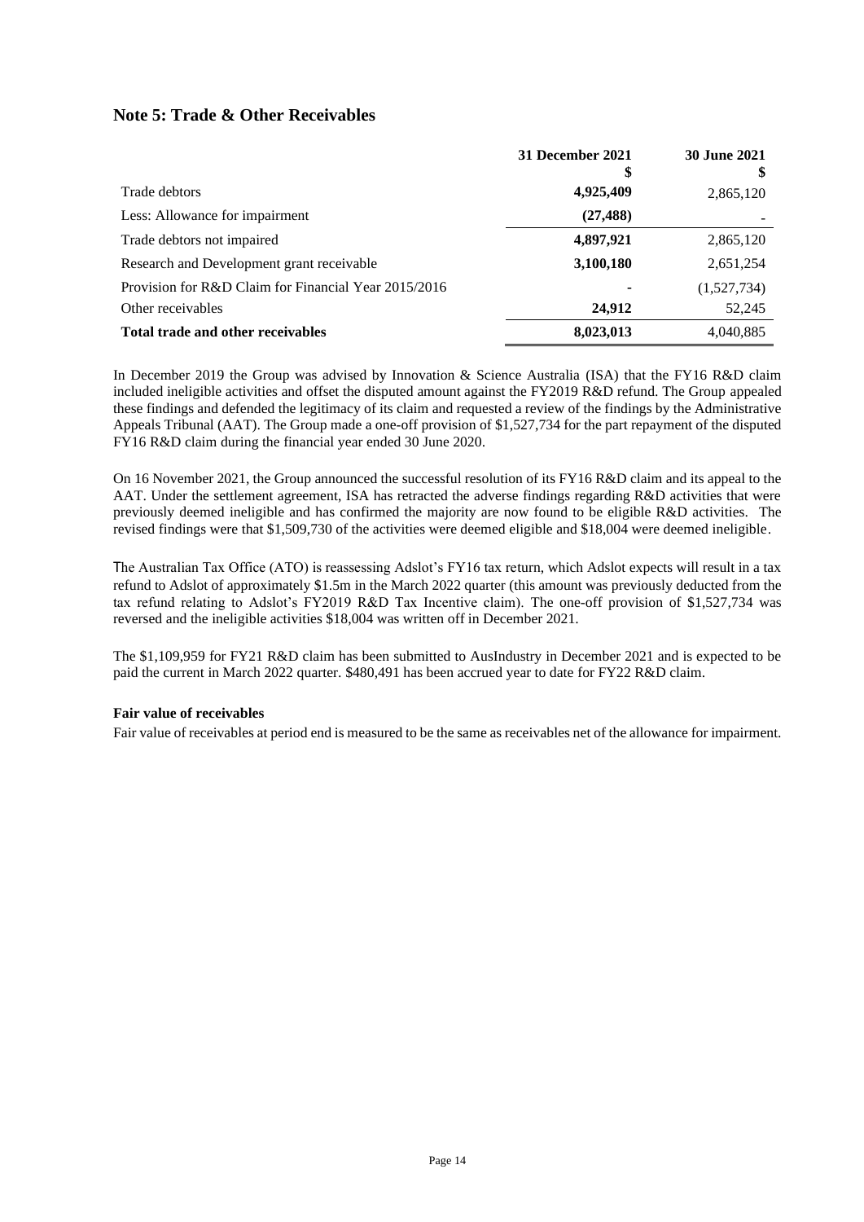## Note 5: Trade & Other Receivables

| | 31 December 2021<br>$ | 30 June 2021<br>$ |
|---|---|---|
| Trade debtors | **4,925,409** | 2,865,120 |
| Less: Allowance for impairment | **(27,488)** | - |
| Trade debtors not impaired | **4,897,921** | 2,865,120 |
| Research and Development grant receivable | **3,100,180** | 2,651,254 |
| Provision for R&D Claim for Financial Year 2015/2016 | - | (1,527,734) |
| Other receivables | **24,912** | 52,245 |
| **Total trade and other receivables** | **8,023,013** | 4,040,885 |

In December 2019 the Group was advised by Innovation & Science Australia (ISA) that the FY16 R&D claim included ineligible activities and offset the disputed amount against the FY2019 R&D refund. The Group appealed these findings and defended the legitimacy of its claim and requested a review of the findings by the Administrative Appeals Tribunal (AAT). The Group made a one-off provision of $1,527,734 for the part repayment of the disputed FY16 R&D claim during the financial year ended 30 June 2020.

On 16 November 2021, the Group announced the successful resolution of its FY16 R&D claim and its appeal to the AAT. Under the settlement agreement, ISA has retracted the adverse findings regarding R&D activities that were previously deemed ineligible and has confirmed the majority are now found to be eligible R&D activities. The revised findings were that $1,509,730 of the activities were deemed eligible and $18,004 were deemed ineligible.

The Australian Tax Office (ATO) is reassessing Adslot's FY16 tax return, which Adslot expects will result in a tax refund to Adslot of approximately $1.5m in the March 2022 quarter (this amount was previously deducted from the tax refund relating to Adslot's FY2019 R&D Tax Incentive claim). The one-off provision of $1,527,734 was reversed and the ineligible activities $18,004 was written off in December 2021.

The $1,109,959 for FY21 R&D claim has been submitted to AusIndustry in December 2021 and is expected to be paid the current in March 2022 quarter. $480,491 has been accrued year to date for FY22 R&D claim.

**Fair value of receivables**

Fair value of receivables at period end is measured to be the same as receivables net of the allowance for impairment.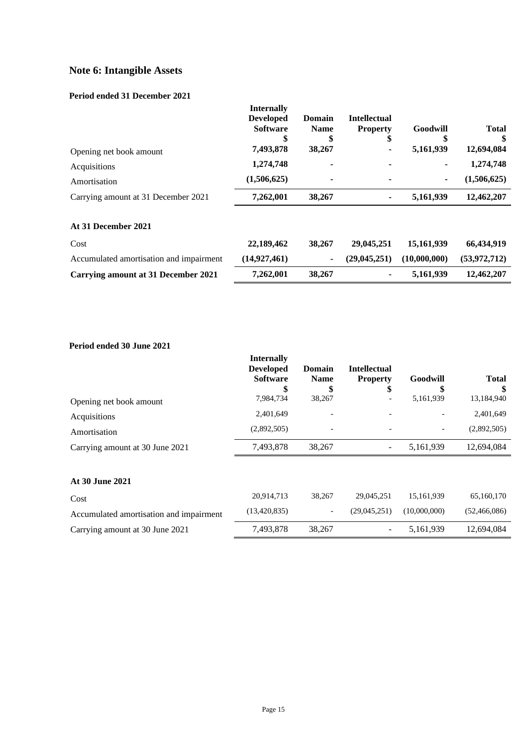# Note 6: Intangible Assets

### Period ended 31 December 2021

| | Internally Developed Software $ | Domain Name $ | Intellectual Property $ | Goodwill $ | Total $ |
|---|---|---|---|---|---|
| Opening net book amount | **7,493,878** | **38,267** | **-** | **5,161,939** | **12,694,084** |
| Acquisitions | **1,274,748** | **-** | **-** | **-** | **1,274,748** |
| Amortisation | **(1,506,625)** | **-** | **-** | **-** | **(1,506,625)** |
| Carrying amount at 31 December 2021 | **7,262,001** | **38,267** | **-** | **5,161,939** | **12,462,207** |
| **At 31 December 2021** | | | | | |
| Cost | **22,189,462** | **38,267** | **29,045,251** | **15,161,939** | **66,434,919** |
| Accumulated amortisation and impairment | **(14,927,461)** | **-** | **(29,045,251)** | **(10,000,000)** | **(53,972,712)** |
| **Carrying amount at 31 December 2021** | **7,262,001** | **38,267** | **-** | **5,161,939** | **12,462,207** |

### Period ended 30 June 2021

| | Internally Developed Software $ | Domain Name $ | Intellectual Property $ | Goodwill $ | Total $ |
|---|---|---|---|---|---|
| Opening net book amount | 7,984,734 | 38,267 | - | 5,161,939 | 13,184,940 |
| Acquisitions | 2,401,649 | - | - | - | 2,401,649 |
| Amortisation | (2,892,505) | - | - | - | (2,892,505) |
| Carrying amount at 30 June 2021 | 7,493,878 | 38,267 | - | 5,161,939 | 12,694,084 |
| **At 30 June 2021** | | | | | |
| Cost | 20,914,713 | 38,267 | 29,045,251 | 15,161,939 | 65,160,170 |
| Accumulated amortisation and impairment | (13,420,835) | - | (29,045,251) | (10,000,000) | (52,466,086) |
| Carrying amount at 30 June 2021 | 7,493,878 | 38,267 | - | 5,161,939 | 12,694,084 |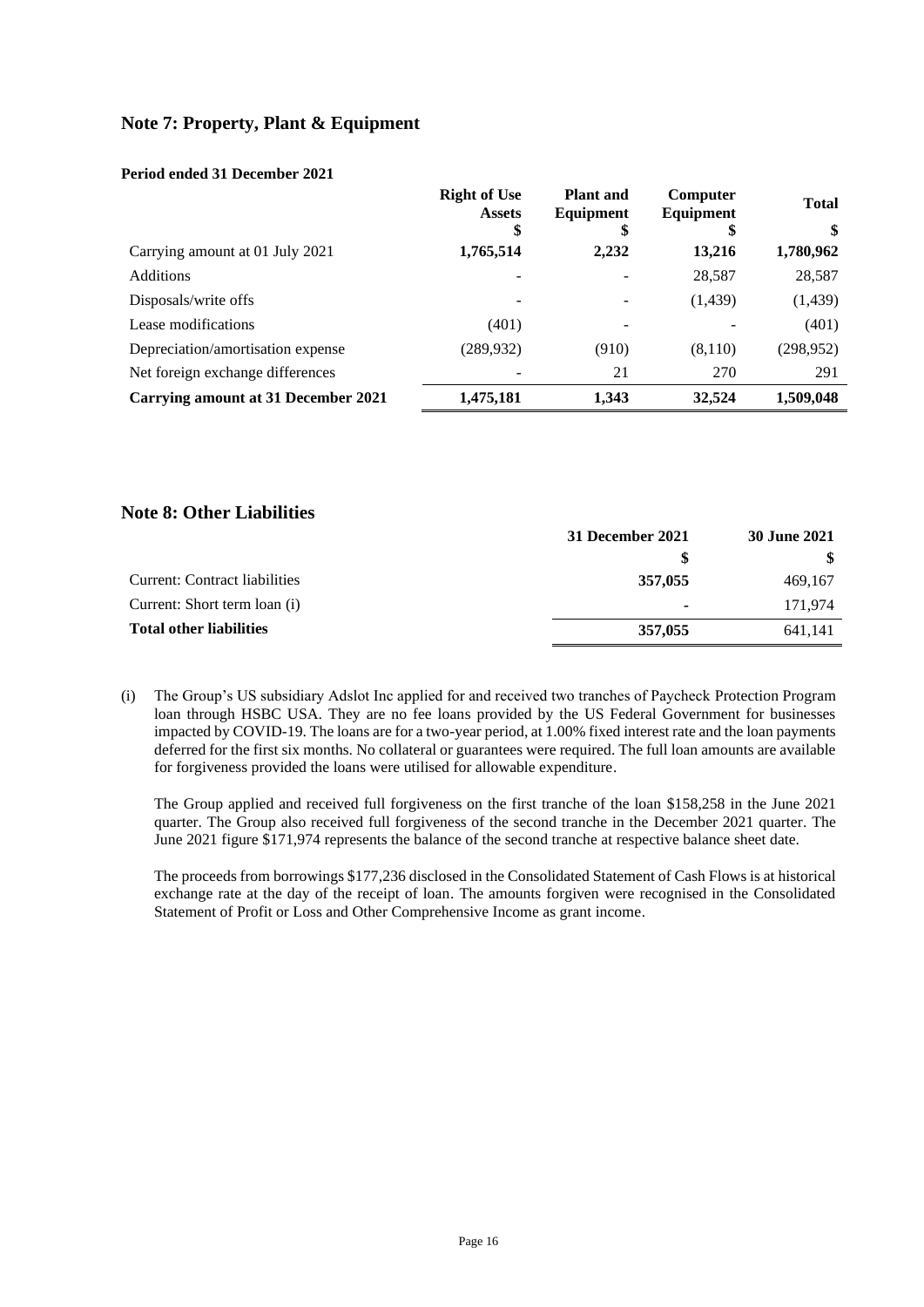## Note 7: Property, Plant & Equipment

**Period ended 31 December 2021**

| | Right of Use Assets | Plant and Equipment | Computer Equipment | Total |
|---|---|---|---|---|
| | $ | $ | $ | $ |
| Carrying amount at 01 July 2021 | **1,765,514** | **2,232** | **13,216** | **1,780,962** |
| Additions | - | - | 28,587 | 28,587 |
| Disposals/write offs | - | - | (1,439) | (1,439) |
| Lease modifications | (401) | - | - | (401) |
| Depreciation/amortisation expense | (289,932) | (910) | (8,110) | (298,952) |
| Net foreign exchange differences | - | 21 | 270 | 291 |
| **Carrying amount at 31 December 2021** | **1,475,181** | **1,343** | **32,524** | **1,509,048** |

## Note 8: Other Liabilities

| | 31 December 2021 | 30 June 2021 |
|---|---|---|
| | $ | $ |
| Current: Contract liabilities | **357,055** | 469,167 |
| Current: Short term loan (i) | **-** | 171,974 |
| **Total other liabilities** | **357,055** | 641,141 |

(i) The Group's US subsidiary Adslot Inc applied for and received two tranches of Paycheck Protection Program loan through HSBC USA. They are no fee loans provided by the US Federal Government for businesses impacted by COVID-19. The loans are for a two-year period, at 1.00% fixed interest rate and the loan payments deferred for the first six months. No collateral or guarantees were required. The full loan amounts are available for forgiveness provided the loans were utilised for allowable expenditure.

The Group applied and received full forgiveness on the first tranche of the loan $158,258 in the June 2021 quarter. The Group also received full forgiveness of the second tranche in the December 2021 quarter. The June 2021 figure $171,974 represents the balance of the second tranche at respective balance sheet date.

The proceeds from borrowings $177,236 disclosed in the Consolidated Statement of Cash Flows is at historical exchange rate at the day of the receipt of loan. The amounts forgiven were recognised in the Consolidated Statement of Profit or Loss and Other Comprehensive Income as grant income.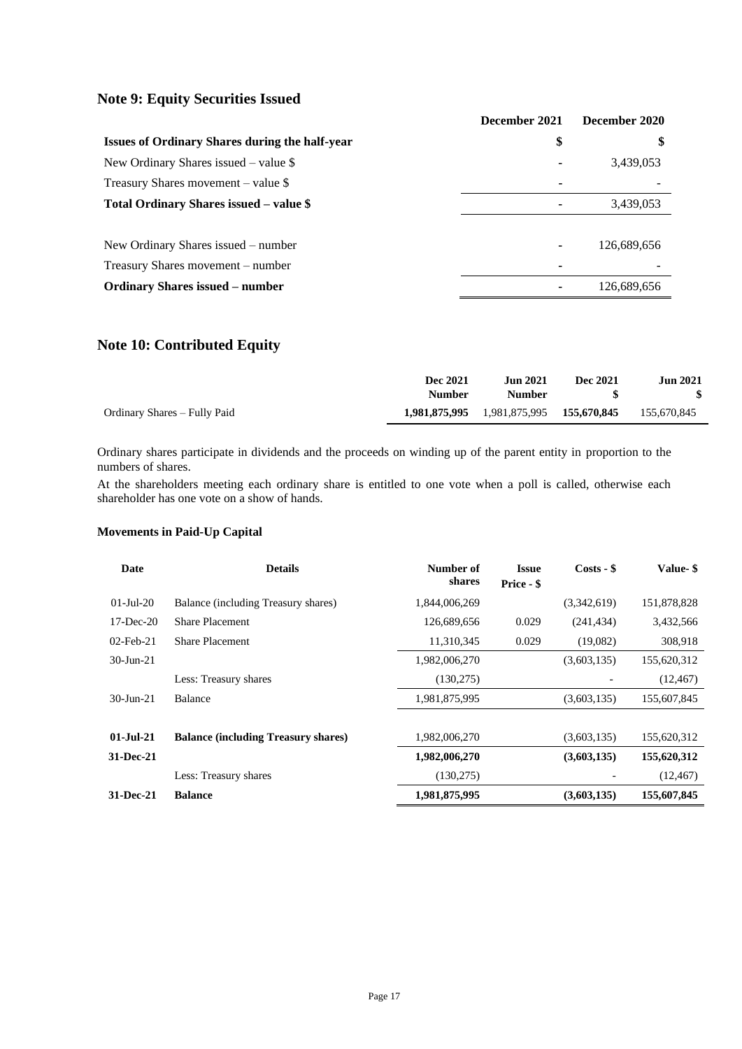## Note 9: Equity Securities Issued

| | December 2021 | December 2020 |
|---|---|---|
| **Issues of Ordinary Shares during the half-year** | **$** | **$** |
| New Ordinary Shares issued – value $ | - | 3,439,053 |
| Treasury Shares movement – value $ | - | - |
| **Total Ordinary Shares issued – value $** | - | 3,439,053 |
| | | |
| New Ordinary Shares issued – number | - | 126,689,656 |
| Treasury Shares movement – number | - | - |
| **Ordinary Shares issued – number** | - | 126,689,656 |

## Note 10: Contributed Equity

| | Dec 2021 Number | Jun 2021 Number | Dec 2021 $ | Jun 2021 $ |
|---|---|---|---|---|
| Ordinary Shares – Fully Paid | **1,981,875,995** | 1,981,875,995 | **155,670,845** | 155,670,845 |

Ordinary shares participate in dividends and the proceeds on winding up of the parent entity in proportion to the numbers of shares.

At the shareholders meeting each ordinary share is entitled to one vote when a poll is called, otherwise each shareholder has one vote on a show of hands.

### Movements in Paid-Up Capital

| Date | Details | Number of shares | Issue Price - $ | Costs - $ | Value- $ |
|---|---|---|---|---|---|
| 01-Jul-20 | Balance (including Treasury shares) | 1,844,006,269 | | (3,342,619) | 151,878,828 |
| 17-Dec-20 | Share Placement | 126,689,656 | 0.029 | (241,434) | 3,432,566 |
| 02-Feb-21 | Share Placement | 11,310,345 | 0.029 | (19,082) | 308,918 |
| 30-Jun-21 | | 1,982,006,270 | | (3,603,135) | 155,620,312 |
| | Less: Treasury shares | (130,275) | | - | (12,467) |
| 30-Jun-21 | Balance | 1,981,875,995 | | (3,603,135) | 155,607,845 |
| | | | | | |
| **01-Jul-21** | **Balance (including Treasury shares)** | 1,982,006,270 | | (3,603,135) | 155,620,312 |
| **31-Dec-21** | | **1,982,006,270** | | **(3,603,135)** | **155,620,312** |
| | Less: Treasury shares | (130,275) | | - | (12,467) |
| **31-Dec-21** | **Balance** | **1,981,875,995** | | **(3,603,135)** | **155,607,845** |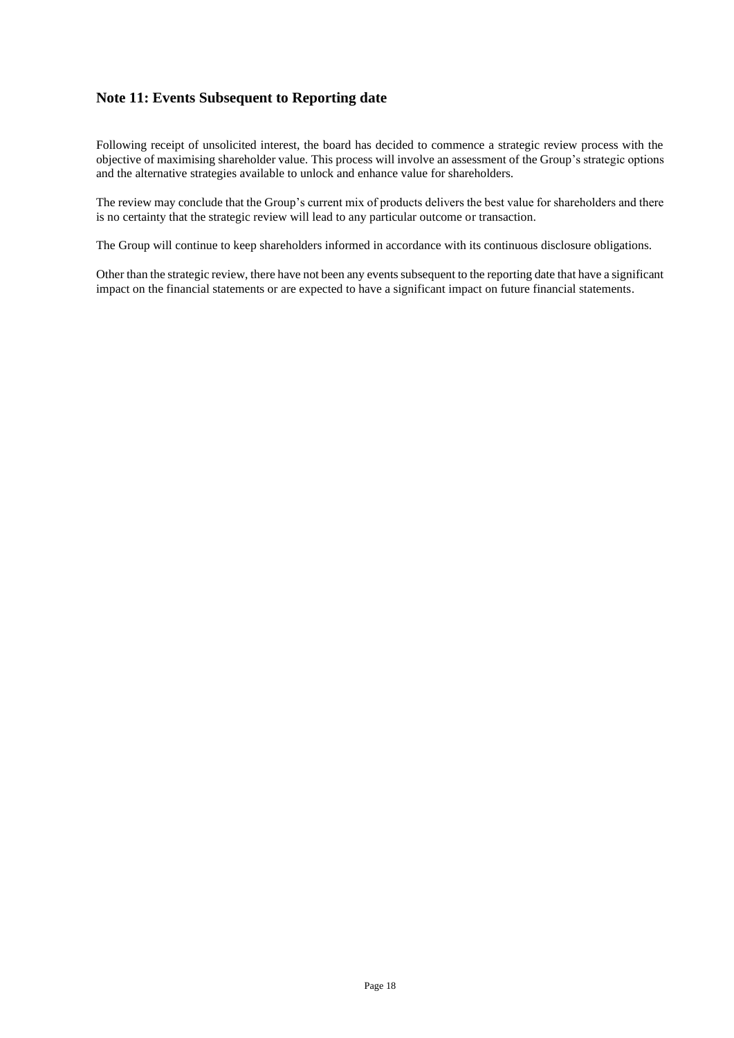## Note 11: Events Subsequent to Reporting date

Following receipt of unsolicited interest, the board has decided to commence a strategic review process with the objective of maximising shareholder value. This process will involve an assessment of the Group's strategic options and the alternative strategies available to unlock and enhance value for shareholders.

The review may conclude that the Group's current mix of products delivers the best value for shareholders and there is no certainty that the strategic review will lead to any particular outcome or transaction.

The Group will continue to keep shareholders informed in accordance with its continuous disclosure obligations.

Other than the strategic review, there have not been any events subsequent to the reporting date that have a significant impact on the financial statements or are expected to have a significant impact on future financial statements.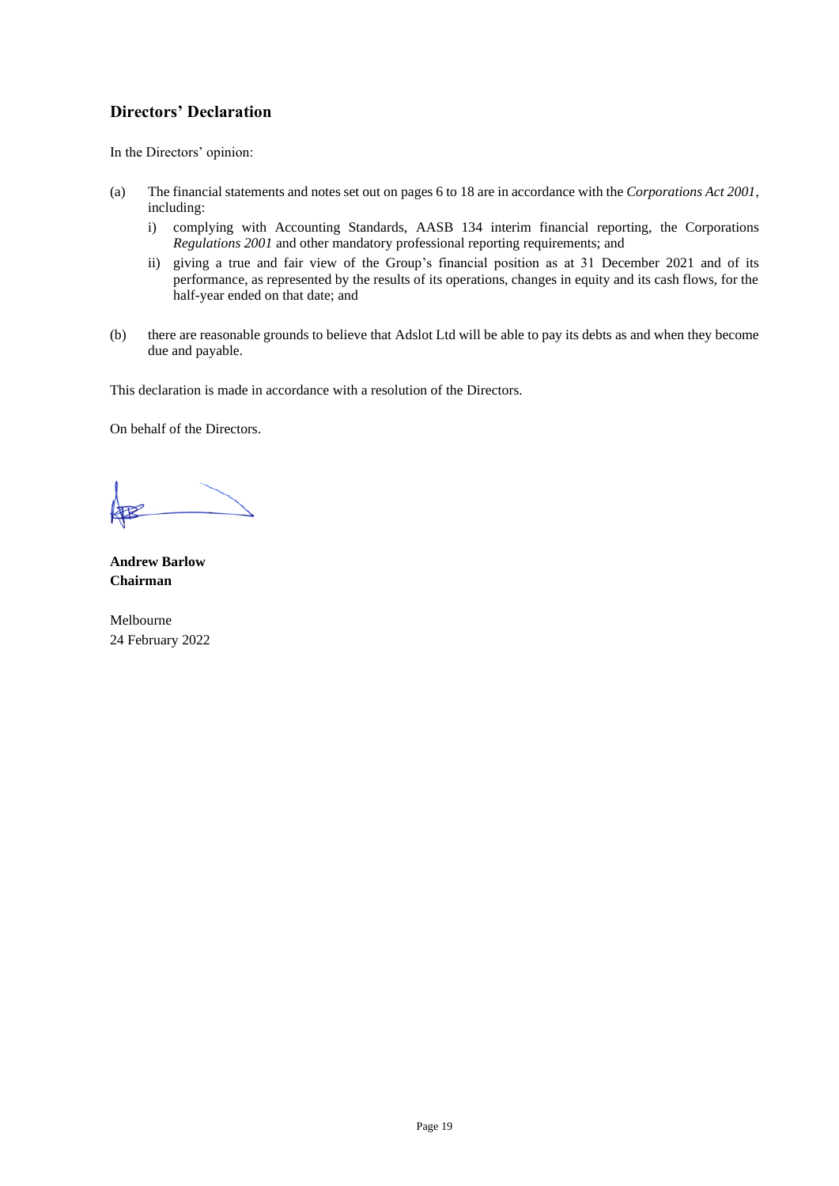## Directors' Declaration

In the Directors' opinion:

(a) The financial statements and notes set out on pages 6 to 18 are in accordance with the *Corporations Act 2001*, including:

   i) complying with Accounting Standards, AASB 134 interim financial reporting, the Corporations *Regulations 2001* and other mandatory professional reporting requirements; and

   ii) giving a true and fair view of the Group's financial position as at 31 December 2021 and of its performance, as represented by the results of its operations, changes in equity and its cash flows, for the half-year ended on that date; and

(b) there are reasonable grounds to believe that Adslot Ltd will be able to pay its debts as and when they become due and payable.

This declaration is made in accordance with a resolution of the Directors.

On behalf of the Directors.

**Andrew Barlow**
**Chairman**

Melbourne
24 February 2022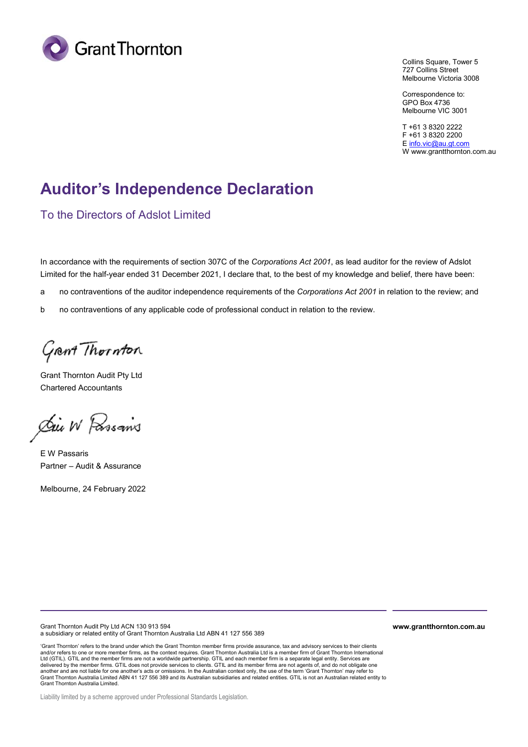Grant Thornton

Collins Square, Tower 5
727 Collins Street
Melbourne Victoria 3008

Correspondence to:
GPO Box 4736
Melbourne VIC 3001

T +61 3 8320 2222
F +61 3 8320 2200
E info.vic@au.gt.com
W www.grantthornton.com.au

# Auditor's Independence Declaration

## To the Directors of Adslot Limited

In accordance with the requirements of section 307C of the *Corporations Act 2001*, as lead auditor for the review of Adslot Limited for the half-year ended 31 December 2021, I declare that, to the best of my knowledge and belief, there have been:

a no contraventions of the auditor independence requirements of the *Corporations Act 2001* in relation to the review; and

b no contraventions of any applicable code of professional conduct in relation to the review.

Grant Thornton

Grant Thornton Audit Pty Ltd
Chartered Accountants

E W Passaris

E W Passaris
Partner – Audit & Assurance

Melbourne, 24 February 2022

Grant Thornton Audit Pty Ltd ACN 130 913 594
a subsidiary or related entity of Grant Thornton Australia Ltd ABN 41 127 556 389

**www.grantthornton.com.au**

'Grant Thornton' refers to the brand under which the Grant Thornton member firms provide assurance, tax and advisory services to their clients and/or refers to one or more member firms, as the context requires. Grant Thornton Australia Ltd is a member firm of Grant Thornton International Ltd (GTIL). GTIL and the member firms are not a worldwide partnership. GTIL and each member firm is a separate legal entity. Services are delivered by the member firms. GTIL does not provide services to clients. GTIL and its member firms are not agents of, and do not obligate one another and are not liable for one another's acts or omissions. In the Australian context only, the use of the term 'Grant Thornton' may refer to Grant Thornton Australia Limited ABN 41 127 556 389 and its Australian subsidiaries and related entities. GTIL is not an Australian related entity to Grant Thornton Australia Limited.

Liability limited by a scheme approved under Professional Standards Legislation.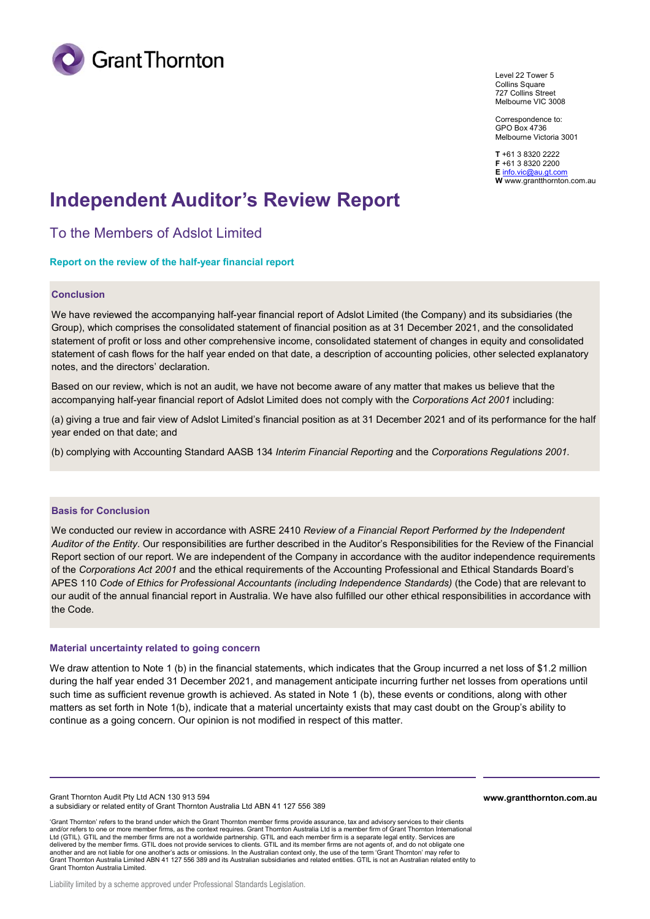Level 22 Tower 5
Collins Square
727 Collins Street
Melbourne VIC 3008

Correspondence to:
GPO Box 4736
Melbourne Victoria 3001

**T** +61 3 8320 2222
**F** +61 3 8320 2200
**E** info.vic@au.gt.com
**W** www.grantthornton.com.au

# Independent Auditor's Review Report

## To the Members of Adslot Limited

### Report on the review of the half-year financial report

#### Conclusion

We have reviewed the accompanying half-year financial report of Adslot Limited (the Company) and its subsidiaries (the Group), which comprises the consolidated statement of financial position as at 31 December 2021, and the consolidated statement of profit or loss and other comprehensive income, consolidated statement of changes in equity and consolidated statement of cash flows for the half year ended on that date, a description of accounting policies, other selected explanatory notes, and the directors' declaration.

Based on our review, which is not an audit, we have not become aware of any matter that makes us believe that the accompanying half-year financial report of Adslot Limited does not comply with the *Corporations Act 2001* including:

(a) giving a true and fair view of Adslot Limited's financial position as at 31 December 2021 and of its performance for the half year ended on that date; and

(b) complying with Accounting Standard AASB 134 *Interim Financial Reporting* and the *Corporations Regulations 2001.*

#### Basis for Conclusion

We conducted our review in accordance with ASRE 2410 *Review of a Financial Report Performed by the Independent Auditor of the Entity*. Our responsibilities are further described in the Auditor's Responsibilities for the Review of the Financial Report section of our report. We are independent of the Company in accordance with the auditor independence requirements of the *Corporations Act 2001* and the ethical requirements of the Accounting Professional and Ethical Standards Board's APES 110 *Code of Ethics for Professional Accountants (including Independence Standards)* (the Code) that are relevant to our audit of the annual financial report in Australia. We have also fulfilled our other ethical responsibilities in accordance with the Code.

#### Material uncertainty related to going concern

We draw attention to Note 1 (b) in the financial statements, which indicates that the Group incurred a net loss of $1.2 million during the half year ended 31 December 2021, and management anticipate incurring further net losses from operations until such time as sufficient revenue growth is achieved. As stated in Note 1 (b), these events or conditions, along with other matters as set forth in Note 1(b), indicate that a material uncertainty exists that may cast doubt on the Group's ability to continue as a going concern. Our opinion is not modified in respect of this matter.

Grant Thornton Audit Pty Ltd ACN 130 913 594
a subsidiary or related entity of Grant Thornton Australia Ltd ABN 41 127 556 389

www.grantthornton.com.au

'Grant Thornton' refers to the brand under which the Grant Thornton member firms provide assurance, tax and advisory services to their clients and/or refers to one or more member firms, as the context requires. Grant Thornton Australia Ltd is a member firm of Grant Thornton International Ltd (GTIL). GTIL and the member firms are not a worldwide partnership. GTIL and each member firm is a separate legal entity. Services are delivered by the member firms. GTIL does not provide services to clients. GTIL and its member firms are not agents of, and do not obligate one another and are not liable for one another's acts or omissions. In the Australian context only, the use of the term 'Grant Thornton' may refer to Grant Thornton Australia Limited ABN 41 127 556 389 and its Australian subsidiaries and related entities. GTIL is not an Australian related entity to Grant Thornton Australia Limited.

Liability limited by a scheme approved under Professional Standards Legislation.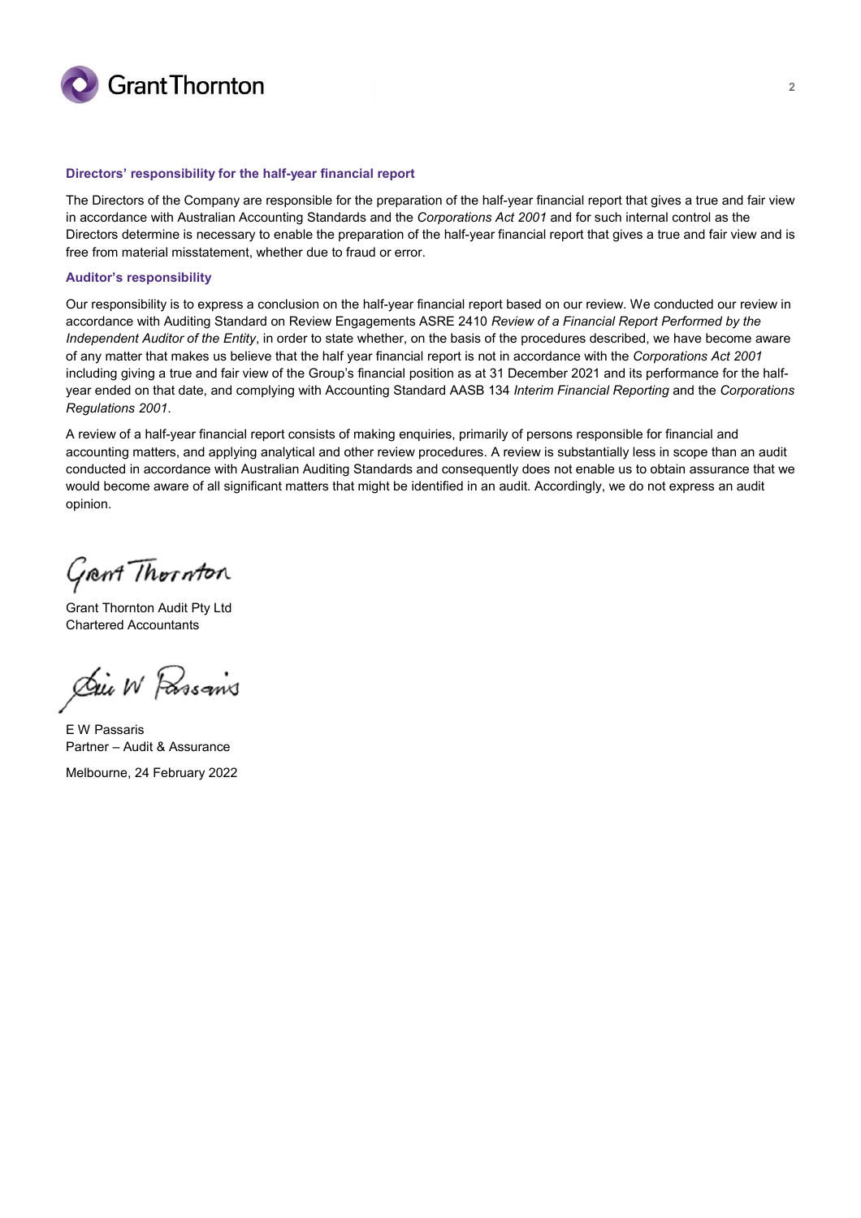### Directors' responsibility for the half-year financial report

The Directors of the Company are responsible for the preparation of the half-year financial report that gives a true and fair view in accordance with Australian Accounting Standards and the *Corporations Act 2001* and for such internal control as the Directors determine is necessary to enable the preparation of the half-year financial report that gives a true and fair view and is free from material misstatement, whether due to fraud or error.

### Auditor's responsibility

Our responsibility is to express a conclusion on the half-year financial report based on our review. We conducted our review in accordance with Auditing Standard on Review Engagements ASRE 2410 *Review of a Financial Report Performed by the Independent Auditor of the Entity*, in order to state whether, on the basis of the procedures described, we have become aware of any matter that makes us believe that the half year financial report is not in accordance with the *Corporations Act 2001* including giving a true and fair view of the Group's financial position as at 31 December 2021 and its performance for the half-year ended on that date, and complying with Accounting Standard AASB 134 *Interim Financial Reporting* and the *Corporations Regulations 2001*.

A review of a half-year financial report consists of making enquiries, primarily of persons responsible for financial and accounting matters, and applying analytical and other review procedures. A review is substantially less in scope than an audit conducted in accordance with Australian Auditing Standards and consequently does not enable us to obtain assurance that we would become aware of all significant matters that might be identified in an audit. Accordingly, we do not express an audit opinion.

Grant Thornton Audit Pty Ltd
Chartered Accountants

E W Passaris
Partner – Audit & Assurance

Melbourne, 24 February 2022